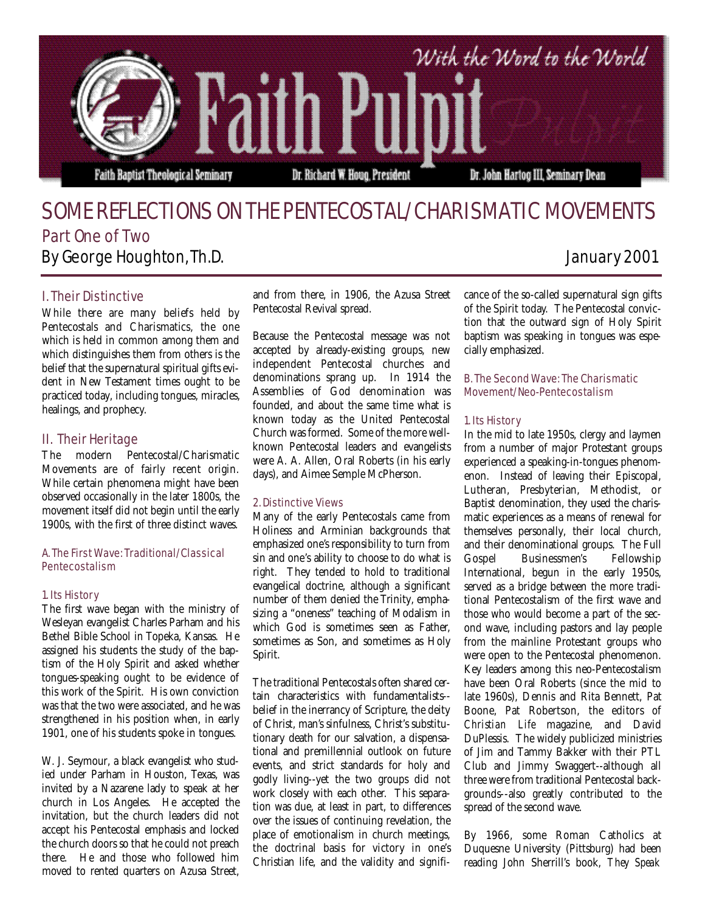# Faith Pulpit

With the Word to the World

Faith Baptist Theological Seminary — Dr. Richard W. Houg, President — Dr. John Hartog III, Seminary Dean

# SOME REFLECTIONS ON THE PENTECOSTAL/CHARISMATIC MOVEMENTS

## Part One of Two

By George Houghton, Th.D.

January 2001

## I. Their Distinctive

While there are many beliefs held by Pentecostals and Charismatics, the one which is held in common among them and which distinguishes them from others is the belief that the supernatural spiritual gifts evident in New Testament times ought to be practiced today, including tongues, miracles, healings, and prophecy.

## II. Their Heritage

The modern Pentecostal/Charismatic Movements are of fairly recent origin. While certain phenomena might have been observed occasionally in the later 1800s, the movement itself did not begin until the early 1900s, with the first of three distinct waves.

### A. The First Wave: Traditional/Classical Pentecostalism

#### 1. Its History

The first wave began with the ministry of Wesleyan evangelist Charles Parham and his Bethel Bible School in Topeka, Kansas. He assigned his students the study of the baptism of the Holy Spirit and asked whether tongues-speaking ought to be evidence of this work of the Spirit. His own conviction was that the two were associated, and he was strengthened in his position when, in early 1901, one of his students spoke in tongues.

W. J. Seymour, a black evangelist who studied under Parham in Houston, Texas, was invited by a Nazarene lady to speak at her church in Los Angeles. He accepted the invitation, but the church leaders did not accept his Pentecostal emphasis and locked the church doors so that he could not preach there. He and those who followed him moved to rented quarters on Azusa Street, and from there, in 1906, the Azusa Street Pentecostal Revival spread.

Because the Pentecostal message was not accepted by already-existing groups, new independent Pentecostal churches and denominations sprang up. In 1914 the Assemblies of God denomination was founded, and about the same time what is known today as the United Pentecostal Church was formed. Some of the more well-known Pentecostal leaders and evangelists were A. A. Allen, Oral Roberts (in his early days), and Aimee Semple McPherson.

#### 2. Distinctive Views

Many of the early Pentecostals came from Holiness and Arminian backgrounds that emphasized one's responsibility to turn from sin and one's ability to choose to do what is right. They tended to hold to traditional evangelical doctrine, although a significant number of them denied the Trinity, emphasizing a "oneness" teaching of Modalism in which God is sometimes seen as Father, sometimes as Son, and sometimes as Holy Spirit.

The traditional Pentecostals often shared certain characteristics with fundamentalists--belief in the inerrancy of Scripture, the deity of Christ, man's sinfulness, Christ's substitutionary death for our salvation, a dispensational and premillennial outlook on future events, and strict standards for holy and godly living--yet the two groups did not work closely with each other. This separation was due, at least in part, to differences over the issues of continuing revelation, the place of emotionalism in church meetings, the doctrinal basis for victory in one's Christian life, and the validity and significance of the so-called supernatural sign gifts of the Spirit today. The Pentecostal conviction that the outward sign of Holy Spirit baptism was speaking in tongues was especially emphasized.

### B. The Second Wave: The Charismatic Movement/Neo-Pentecostalism

#### 1. Its History

In the mid to late 1950s, clergy and laymen from a number of major Protestant groups experienced a speaking-in-tongues phenomenon. Instead of leaving their Episcopal, Lutheran, Presbyterian, Methodist, or Baptist denomination, they used the charismatic experiences as a means of renewal for themselves personally, their local church, and their denominational groups. The Full Gospel Businessmen's Fellowship International, begun in the early 1950s, served as a bridge between the more traditional Pentecostalism of the first wave and those who would become a part of the second wave, including pastors and lay people from the mainline Protestant groups who were open to the Pentecostal phenomenon. Key leaders among this neo-Pentecostalism have been Oral Roberts (since the mid to late 1960s), Dennis and Rita Bennett, Pat Boone, Pat Robertson, the editors of *Christian Life* magazine, and David DuPlessis. The widely publicized ministries of Jim and Tammy Bakker with their PTL Club and Jimmy Swaggert--although all three were from traditional Pentecostal backgrounds--also greatly contributed to the spread of the second wave.

By 1966, some Roman Catholics at Duquesne University (Pittsburg) had been reading John Sherrill's book, *They Speak*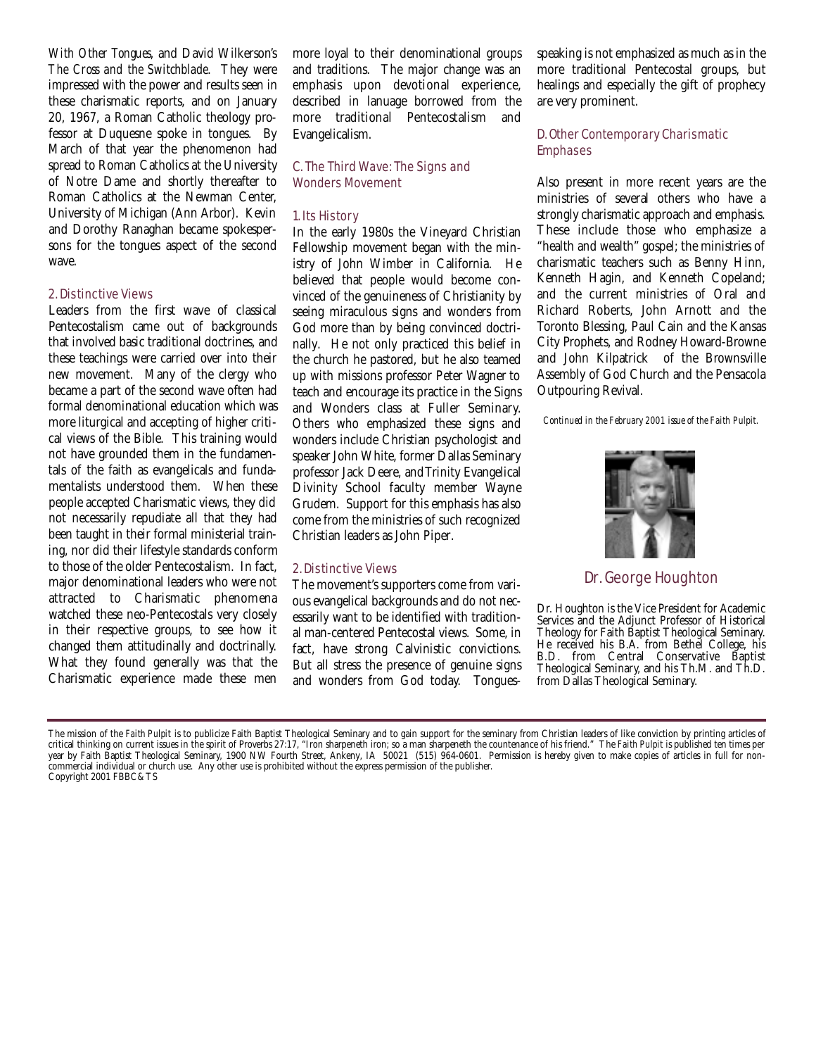*With Other Tongues*, and David Wilkerson's *The Cross and the Switchblade*. They were impressed with the power and results seen in these charismatic reports, and on January 20, 1967, a Roman Catholic theology professor at Duquesne spoke in tongues. By March of that year the phenomenon had spread to Roman Catholics at the University of Notre Dame and shortly thereafter to Roman Catholics at the Newman Center, University of Michigan (Ann Arbor). Kevin and Dorothy Ranaghan became spokespersons for the tongues aspect of the second wave.

### 2. Distinctive Views

Leaders from the first wave of classical Pentecostalism came out of backgrounds that involved basic traditional doctrines, and these teachings were carried over into their new movement. Many of the clergy who became a part of the second wave often had formal denominational education which was more liturgical and accepting of higher critical views of the Bible. This training would not have grounded them in the fundamentals of the faith as evangelicals and fundamentalists understood them. When these people accepted Charismatic views, they did not necessarily repudiate all that they had been taught in their formal ministerial training, nor did their lifestyle standards conform to those of the older Pentecostalism. In fact, major denominational leaders who were not attracted to Charismatic phenomena watched these neo-Pentecostals very closely in their respective groups, to see how it changed them attitudinally and doctrinally. What they found generally was that the Charismatic experience made these men more loyal to their denominational groups and traditions. The major change was an emphasis upon devotional experience, described in lanuage borrowed from the more traditional Pentecostalism and Evangelicalism.

## C. The Third Wave: The Signs and Wonders Movement

### 1. Its History

In the early 1980s the Vineyard Christian Fellowship movement began with the ministry of John Wimber in California. He believed that people would become convinced of the genuineness of Christianity by seeing miraculous signs and wonders from God more than by being convinced doctrinally. He not only practiced this belief in the church he pastored, but he also teamed up with missions professor Peter Wagner to teach and encourage its practice in the Signs and Wonders class at Fuller Seminary. Others who emphasized these signs and wonders include Christian psychologist and speaker John White, former Dallas Seminary professor Jack Deere, and Trinity Evangelical Divinity School faculty member Wayne Grudem. Support for this emphasis has also come from the ministries of such recognized Christian leaders as John Piper.

### 2. Distinctive Views

The movement's supporters come from various evangelical backgrounds and do not necessarily want to be identified with traditional man-centered Pentecostal views. Some, in fact, have strong Calvinistic convictions. But all stress the presence of genuine signs and wonders from God today. Tongues-speaking is not emphasized as much as in the more traditional Pentecostal groups, but healings and especially the gift of prophecy are very prominent.

## D. Other Contemporary Charismatic Emphases

Also present in more recent years are the ministries of several others who have a strongly charismatic approach and emphasis. These include those who emphasize a "health and wealth" gospel; the ministries of charismatic teachers such as Benny Hinn, Kenneth Hagin, and Kenneth Copeland; and the current ministries of Oral and Richard Roberts, John Arnott and the Toronto Blessing, Paul Cain and the Kansas City Prophets, and Rodney Howard-Browne and John Kilpatrick of the Brownsville Assembly of God Church and the Pensacola Outpouring Revival.

*Continued in the February 2001 issue of the Faith Pulpit.*

**Dr. George Houghton**

Dr. Houghton is the Vice President for Academic Services and the Adjunct Professor of Historical Theology for Faith Baptist Theological Seminary. He received his B.A. from Bethel College, his B.D. from Central Conservative Baptist Theological Seminary, and his Th.M. and Th.D. from Dallas Theological Seminary.

---

The mission of the *Faith Pulpit* is to publicize Faith Baptist Theological Seminary and to gain support for the seminary from Christian leaders of like conviction by printing articles of critical thinking on current issues in the spirit of Proverbs 27:17, "Iron sharpeneth iron; so a man sharpeneth the countenance of his friend." The *Faith Pulpit* is published ten times per year by Faith Baptist Theological Seminary, 1900 NW Fourth Street, Ankeny, IA 50021 (515) 964-0601. Permission is hereby given to make copies of articles in full for non-commercial individual or church use. Any other use is prohibited without the express permission of the publisher.
Copyright 2001 FBBC&TS